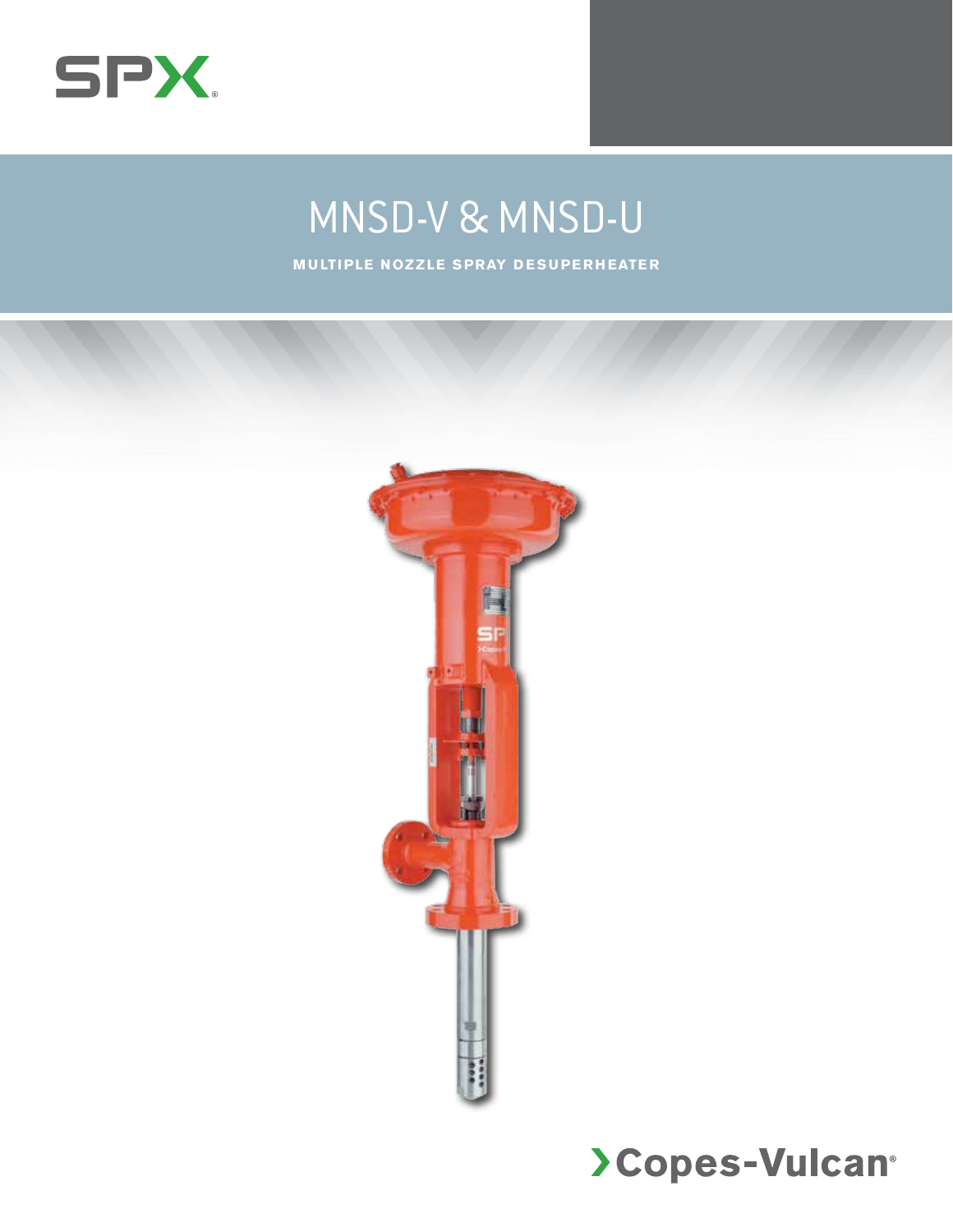SPX

# MNSD-V & MNSD-U

**MULTIPLE NOZZLE SPRAY DESUPERHEATER**

Copes-Vulcan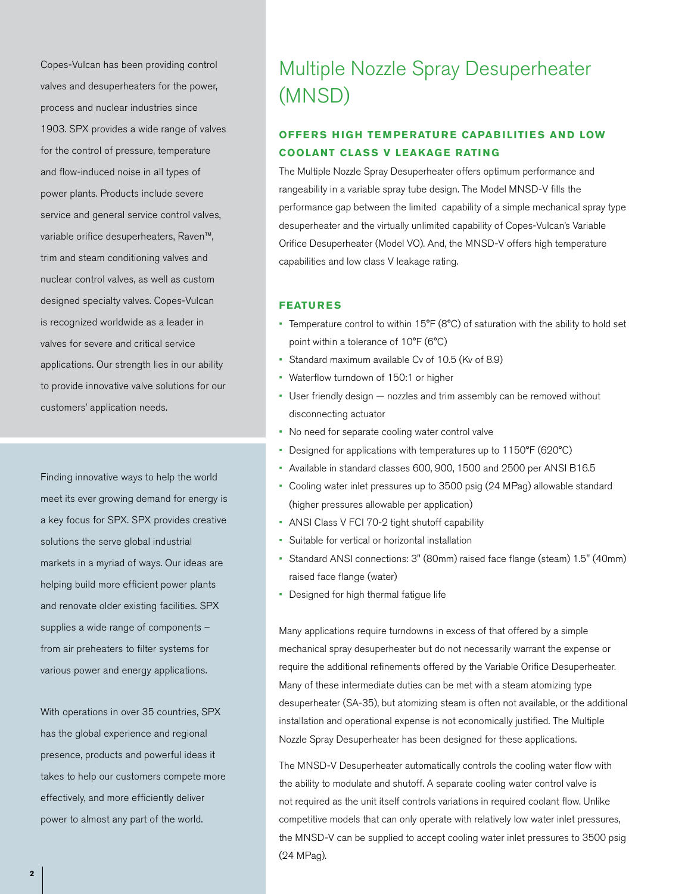Copes-Vulcan has been providing control valves and desuperheaters for the power, process and nuclear industries since 1903. SPX provides a wide range of valves for the control of pressure, temperature and flow-induced noise in all types of power plants. Products include severe service and general service control valves, variable orifice desuperheaters, Raven™, trim and steam conditioning valves and nuclear control valves, as well as custom designed specialty valves. Copes-Vulcan is recognized worldwide as a leader in valves for severe and critical service applications. Our strength lies in our ability to provide innovative valve solutions for our customers' application needs.

Finding innovative ways to help the world meet its ever growing demand for energy is a key focus for SPX. SPX provides creative solutions the serve global industrial markets in a myriad of ways. Our ideas are helping build more efficient power plants and renovate older existing facilities. SPX supplies a wide range of components – from air preheaters to filter systems for various power and energy applications.

With operations in over 35 countries, SPX has the global experience and regional presence, products and powerful ideas it takes to help our customers compete more effectively, and more efficiently deliver power to almost any part of the world.

# Multiple Nozzle Spray Desuperheater (MNSD)

## OFFERS HIGH TEMPERATURE CAPABILITIES AND LOW COOLANT CLASS V LEAKAGE RATING

The Multiple Nozzle Spray Desuperheater offers optimum performance and rangeability in a variable spray tube design. The Model MNSD-V fills the performance gap between the limited capability of a simple mechanical spray type desuperheater and the virtually unlimited capability of Copes-Vulcan's Variable Orifice Desuperheater (Model VO). And, the MNSD-V offers high temperature capabilities and low class V leakage rating.

## FEATURES

- Temperature control to within 15°F (8°C) of saturation with the ability to hold set point within a tolerance of 10°F (6°C)
- Standard maximum available Cv of 10.5 (Kv of 8.9)
- Waterflow turndown of 150:1 or higher
- User friendly design — nozzles and trim assembly can be removed without disconnecting actuator
- No need for separate cooling water control valve
- Designed for applications with temperatures up to 1150°F (620°C)
- Available in standard classes 600, 900, 1500 and 2500 per ANSI B16.5
- Cooling water inlet pressures up to 3500 psig (24 MPag) allowable standard (higher pressures allowable per application)
- ANSI Class V FCI 70-2 tight shutoff capability
- Suitable for vertical or horizontal installation
- Standard ANSI connections: 3" (80mm) raised face flange (steam) 1.5" (40mm) raised face flange (water)
- Designed for high thermal fatigue life

Many applications require turndowns in excess of that offered by a simple mechanical spray desuperheater but do not necessarily warrant the expense or require the additional refinements offered by the Variable Orifice Desuperheater. Many of these intermediate duties can be met with a steam atomizing type desuperheater (SA-35), but atomizing steam is often not available, or the additional installation and operational expense is not economically justified. The Multiple Nozzle Spray Desuperheater has been designed for these applications.

The MNSD-V Desuperheater automatically controls the cooling water flow with the ability to modulate and shutoff. A separate cooling water control valve is not required as the unit itself controls variations in required coolant flow. Unlike competitive models that can only operate with relatively low water inlet pressures, the MNSD-V can be supplied to accept cooling water inlet pressures to 3500 psig (24 MPag).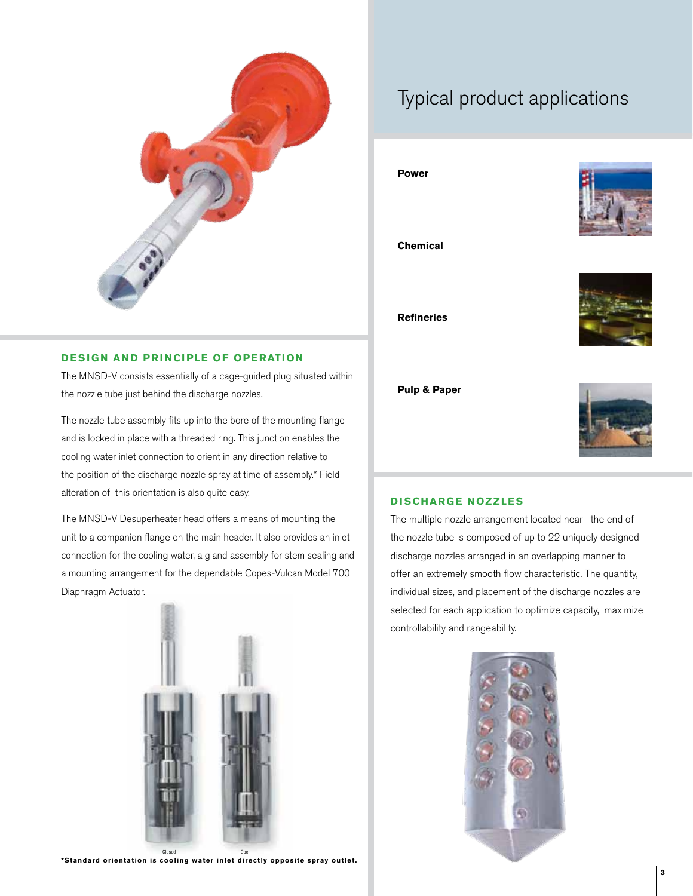## DESIGN AND PRINCIPLE OF OPERATION

The MNSD-V consists essentially of a cage-guided plug situated within the nozzle tube just behind the discharge nozzles.

The nozzle tube assembly fits up into the bore of the mounting flange and is locked in place with a threaded ring. This junction enables the cooling water inlet connection to orient in any direction relative to the position of the discharge nozzle spray at time of assembly.* Field alteration of this orientation is also quite easy.

The MNSD-V Desuperheater head offers a means of mounting the unit to a companion flange on the main header. It also provides an inlet connection for the cooling water, a gland assembly for stem sealing and a mounting arrangement for the dependable Copes-Vulcan Model 700 Diaphragm Actuator.

Closed    Open

***Standard orientation is cooling water inlet directly opposite spray outlet.**

# Typical product applications

**Power**

**Chemical**

**Refineries**

**Pulp & Paper**

## DISCHARGE NOZZLES

The multiple nozzle arrangement located near the end of the nozzle tube is composed of up to 22 uniquely designed discharge nozzles arranged in an overlapping manner to offer an extremely smooth flow characteristic. The quantity, individual sizes, and placement of the discharge nozzles are selected for each application to optimize capacity, maximize controllability and rangeability.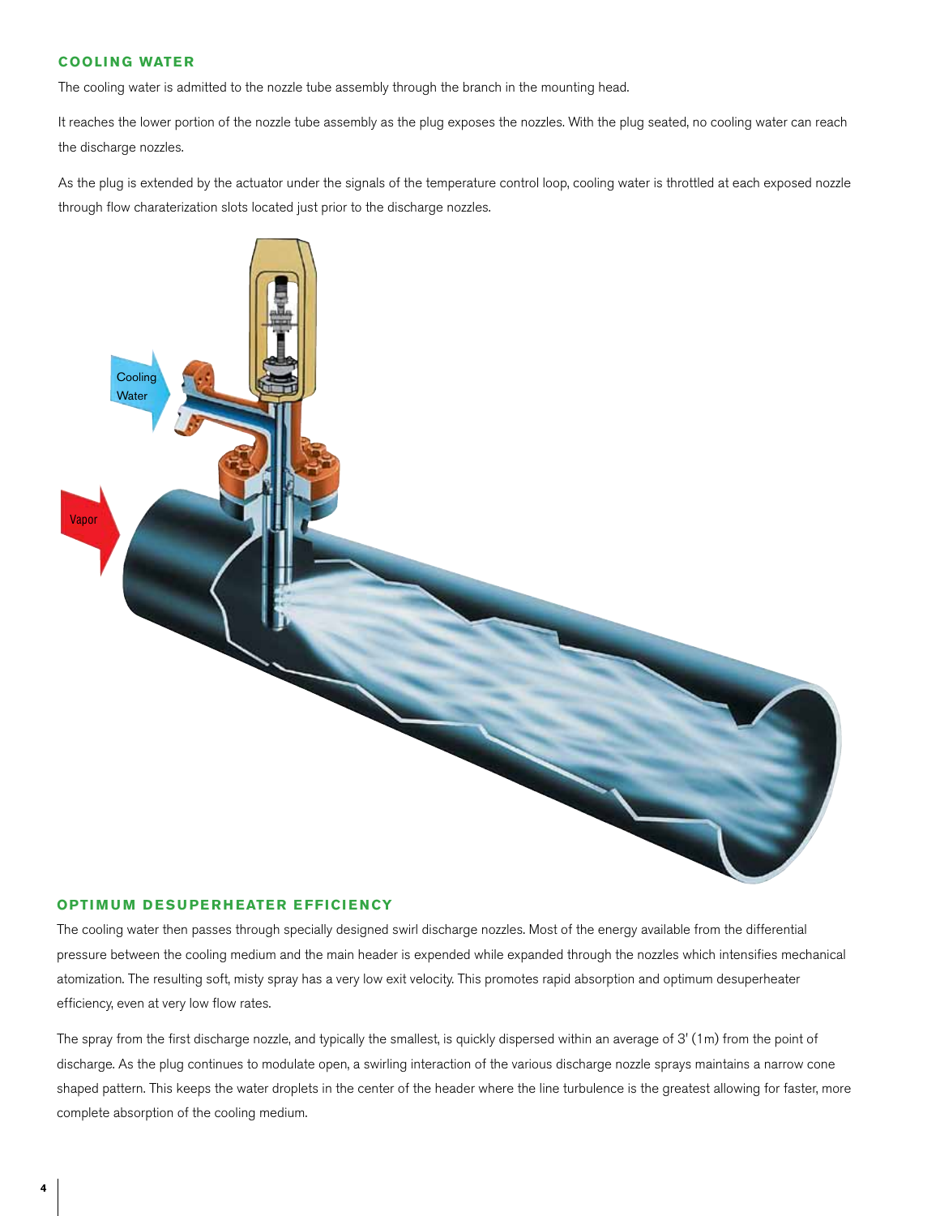## COOLING WATER

The cooling water is admitted to the nozzle tube assembly through the branch in the mounting head.

It reaches the lower portion of the nozzle tube assembly as the plug exposes the nozzles. With the plug seated, no cooling water can reach the discharge nozzles.

As the plug is extended by the actuator under the signals of the temperature control loop, cooling water is throttled at each exposed nozzle through flow charaterization slots located just prior to the discharge nozzles.

## OPTIMUM DESUPERHEATER EFFICIENCY

The cooling water then passes through specially designed swirl discharge nozzles. Most of the energy available from the differential pressure between the cooling medium and the main header is expended while expanded through the nozzles which intensifies mechanical atomization. The resulting soft, misty spray has a very low exit velocity. This promotes rapid absorption and optimum desuperheater efficiency, even at very low flow rates.

The spray from the first discharge nozzle, and typically the smallest, is quickly dispersed within an average of 3' (1m) from the point of discharge. As the plug continues to modulate open, a swirling interaction of the various discharge nozzle sprays maintains a narrow cone shaped pattern. This keeps the water droplets in the center of the header where the line turbulence is the greatest allowing for faster, more complete absorption of the cooling medium.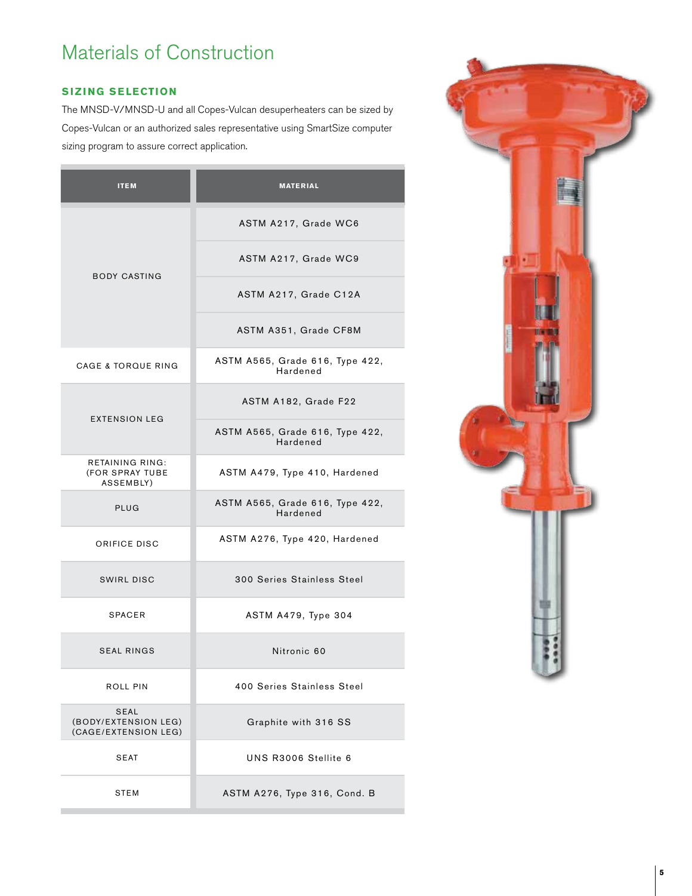# Materials of Construction

## SIZING SELECTION

The MNSD-V/MNSD-U and all Copes-Vulcan desuperheaters can be sized by Copes-Vulcan or an authorized sales representative using SmartSize computer sizing program to assure correct application.

| ITEM | MATERIAL |
|---|---|
| BODY CASTING | ASTM A217, Grade WC6 |
| | ASTM A217, Grade WC9 |
| | ASTM A217, Grade C12A |
| | ASTM A351, Grade CF8M |
| CAGE & TORQUE RING | ASTM A565, Grade 616, Type 422, Hardened |
| EXTENSION LEG | ASTM A182, Grade F22 |
| | ASTM A565, Grade 616, Type 422, Hardened |
| RETAINING RING: (FOR SPRAY TUBE ASSEMBLY) | ASTM A479, Type 410, Hardened |
| PLUG | ASTM A565, Grade 616, Type 422, Hardened |
| ORIFICE DISC | ASTM A276, Type 420, Hardened |
| SWIRL DISC | 300 Series Stainless Steel |
| SPACER | ASTM A479, Type 304 |
| SEAL RINGS | Nitronic 60 |
| ROLL PIN | 400 Series Stainless Steel |
| SEAL (BODY/EXTENSION LEG) (CAGE/EXTENSION LEG) | Graphite with 316 SS |
| SEAT | UNS R3006 Stellite 6 |
| STEM | ASTM A276, Type 316, Cond. B |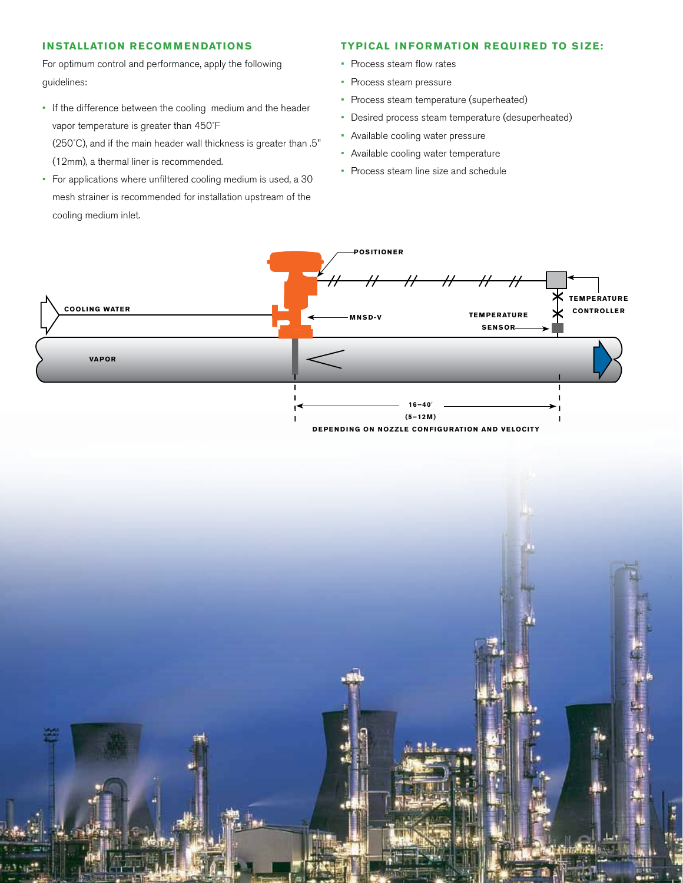## INSTALLATION RECOMMENDATIONS

For optimum control and performance, apply the following guidelines:

- If the difference between the cooling medium and the header vapor temperature is greater than 450˚F (250˚C), and if the main header wall thickness is greater than .5" (12mm), a thermal liner is recommended.
- For applications where unfiltered cooling medium is used, a 30 mesh strainer is recommended for installation upstream of the cooling medium inlet.

## TYPICAL INFORMATION REQUIRED TO SIZE:

- Process steam flow rates
- Process steam pressure
- Process steam temperature (superheated)
- Desired process steam temperature (desuperheated)
- Available cooling water pressure
- Available cooling water temperature
- Process steam line size and schedule

POSITIONER

COOLING WATER

MNSD-V

TEMPERATURE SENSOR

TEMPERATURE CONTROLLER

VAPOR

16–40' (5–12M)

DEPENDING ON NOZZLE CONFIGURATION AND VELOCITY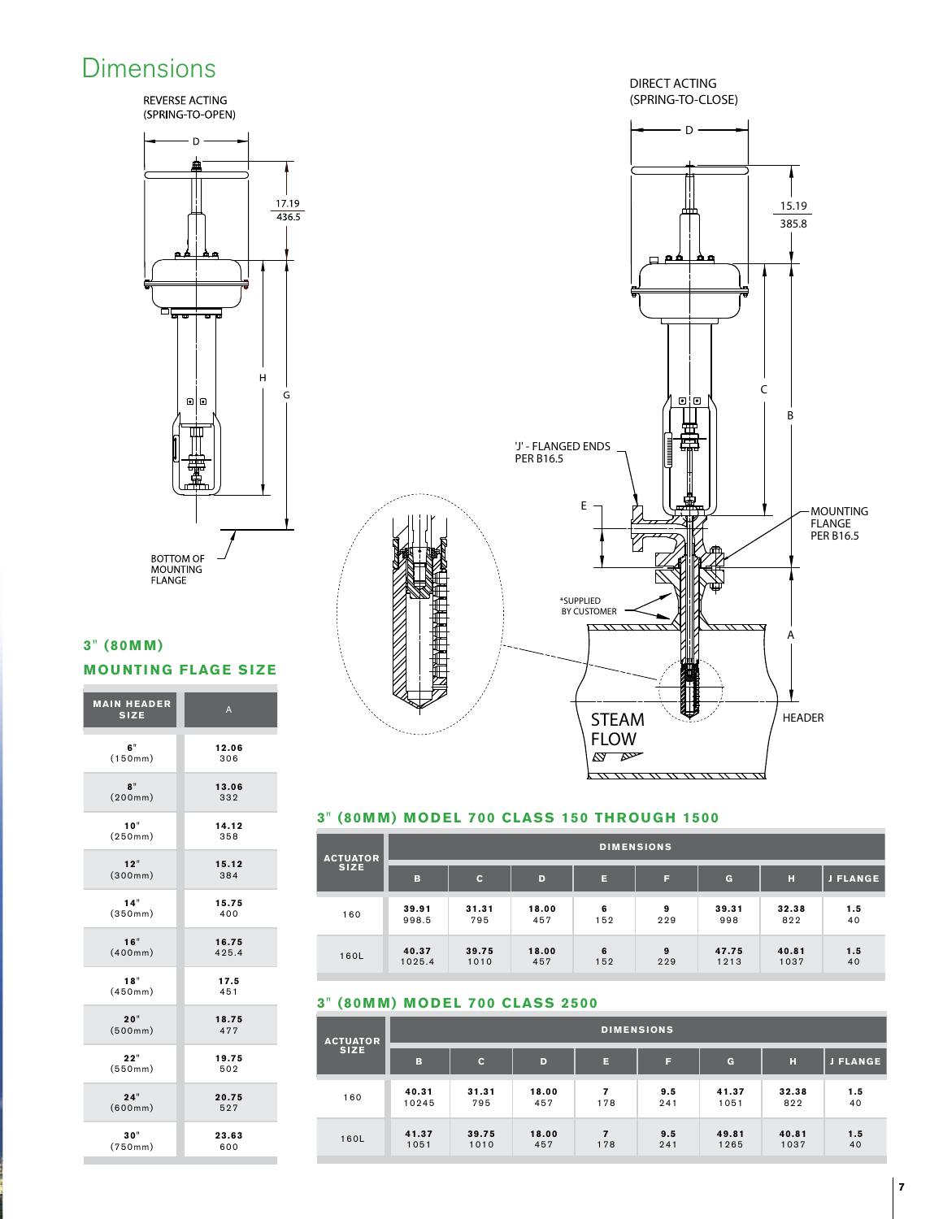# Dimensions

REVERSE ACTING
(SPRING-TO-OPEN)

D

17.19
436.5

H

G

BOTTOM OF
MOUNTING
FLANGE

DIRECT ACTING
(SPRING-TO-CLOSE)

D

15.19
385.8

C

B

'J' - FLANGED ENDS
PER B16.5

E

MOUNTING
FLANGE
PER B16.5

*SUPPLIED
BY CUSTOMER

A

STEAM
FLOW

HEADER

## 3" (80MM) MOUNTING FLAGE SIZE

| MAIN HEADER SIZE | A |
|---|---|
| 6" (150mm) | 12.06 306 |
| 8" (200mm) | 13.06 332 |
| 10" (250mm) | 14.12 358 |
| 12" (300mm) | 15.12 384 |
| 14" (350mm) | 15.75 400 |
| 16" (400mm) | 16.75 425.4 |
| 18" (450mm) | 17.5 451 |
| 20" (500mm) | 18.75 477 |
| 22" (550mm) | 19.75 502 |
| 24" (600mm) | 20.75 527 |
| 30" (750mm) | 23.63 600 |

## 3" (80MM) MODEL 700 CLASS 150 THROUGH 1500

| ACTUATOR SIZE | DIMENSIONS | | | | | | | |
|---|---|---|---|---|---|---|---|---|
| | B | C | D | E | F | G | H | J FLANGE |
| 160 | 39.91 998.5 | 31.31 795 | 18.00 457 | 6 152 | 9 229 | 39.31 998 | 32.38 822 | 1.5 40 |
| 160L | 40.37 1025.4 | 39.75 1010 | 18.00 457 | 6 152 | 9 229 | 47.75 1213 | 40.81 1037 | 1.5 40 |

## 3" (80MM) MODEL 700 CLASS 2500

| ACTUATOR SIZE | DIMENSIONS | | | | | | | |
|---|---|---|---|---|---|---|---|---|
| | B | C | D | E | F | G | H | J FLANGE |
| 160 | 40.31 10245 | 31.31 795 | 18.00 457 | 7 178 | 9.5 241 | 41.37 1051 | 32.38 822 | 1.5 40 |
| 160L | 41.37 1051 | 39.75 1010 | 18.00 457 | 7 178 | 9.5 241 | 49.81 1265 | 40.81 1037 | 1.5 40 |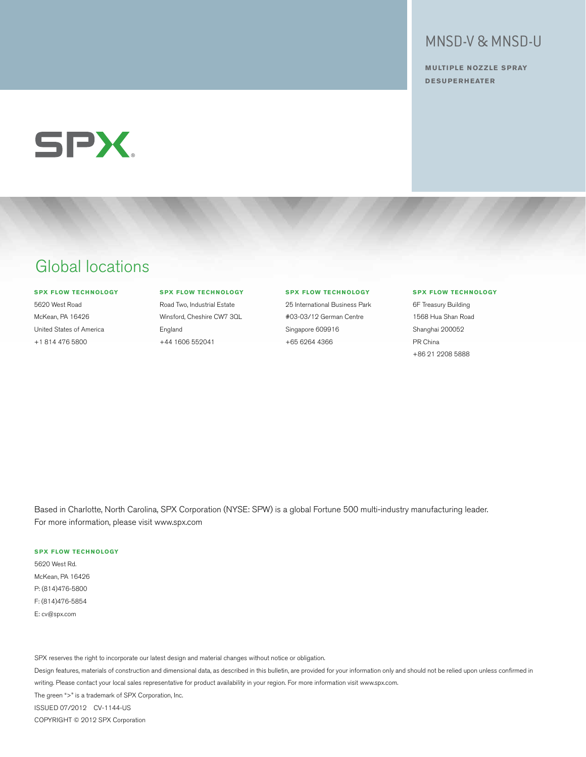# MNSD-V & MNSD-U

**MULTIPLE NOZZLE SPRAY DESUPERHEATER**

SPX

## Global locations

**SPX FLOW TECHNOLOGY**
5620 West Road
McKean, PA 16426
United States of America
+1 814 476 5800

**SPX FLOW TECHNOLOGY**
Road Two, Industrial Estate
Winsford, Cheshire CW7 3QL
England
+44 1606 552041

**SPX FLOW TECHNOLOGY**
25 International Business Park
#03-03/12 German Centre
Singapore 609916
+65 6264 4366

**SPX FLOW TECHNOLOGY**
6F Treasury Building
1568 Hua Shan Road
Shanghai 200052
PR China
+86 21 2208 5888

Based in Charlotte, North Carolina, SPX Corporation (NYSE: SPW) is a global Fortune 500 multi-industry manufacturing leader. For more information, please visit www.spx.com

**SPX FLOW TECHNOLOGY**
5620 West Rd.
McKean, PA 16426
P: (814)476-5800
F: (814)476-5854
E: cv@spx.com

SPX reserves the right to incorporate our latest design and material changes without notice or obligation.

Design features, materials of construction and dimensional data, as described in this bulletin, are provided for your information only and should not be relied upon unless confirmed in writing. Please contact your local sales representative for product availability in your region. For more information visit www.spx.com.

The green ">" is a trademark of SPX Corporation, Inc.

ISSUED 07/2012 CV-1144-US

COPYRIGHT © 2012 SPX Corporation